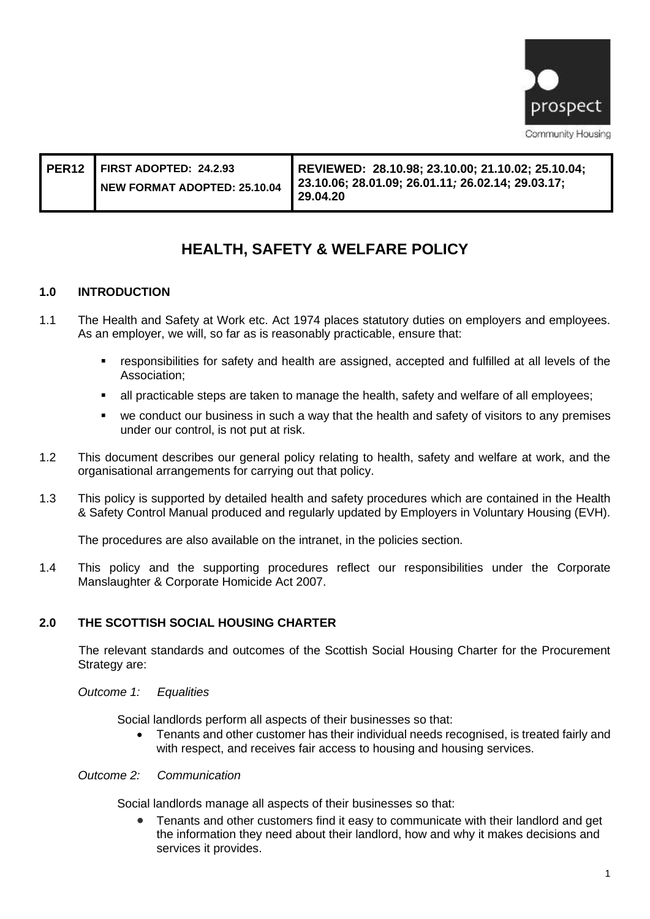| PER12 | FIRST ADOPTED: 24.2.93<br>NEW FORMAT ADOPTED: 25.10.04 | REVIEWED: 28.10.98; 23.10.00; 21.10.02; 25.10.04; 23.10.06; 28.01.09; 26.01.11; 26.02.14; 29.03.17; 29.04.20 |
|---|---|---|

# HEALTH, SAFETY & WELFARE POLICY

## 1.0 INTRODUCTION

1.1 The Health and Safety at Work etc. Act 1974 places statutory duties on employers and employees. As an employer, we will, so far as is reasonably practicable, ensure that:

- responsibilities for safety and health are assigned, accepted and fulfilled at all levels of the Association;
- all practicable steps are taken to manage the health, safety and welfare of all employees;
- we conduct our business in such a way that the health and safety of visitors to any premises under our control, is not put at risk.

1.2 This document describes our general policy relating to health, safety and welfare at work, and the organisational arrangements for carrying out that policy.

1.3 This policy is supported by detailed health and safety procedures which are contained in the Health & Safety Control Manual produced and regularly updated by Employers in Voluntary Housing (EVH).

The procedures are also available on the intranet, in the policies section.

1.4 This policy and the supporting procedures reflect our responsibilities under the Corporate Manslaughter & Corporate Homicide Act 2007.

## 2.0 THE SCOTTISH SOCIAL HOUSING CHARTER

The relevant standards and outcomes of the Scottish Social Housing Charter for the Procurement Strategy are:

*Outcome 1: Equalities*

Social landlords perform all aspects of their businesses so that:

- Tenants and other customer has their individual needs recognised, is treated fairly and with respect, and receives fair access to housing and housing services.

*Outcome 2: Communication*

Social landlords manage all aspects of their businesses so that:

- Tenants and other customers find it easy to communicate with their landlord and get the information they need about their landlord, how and why it makes decisions and services it provides.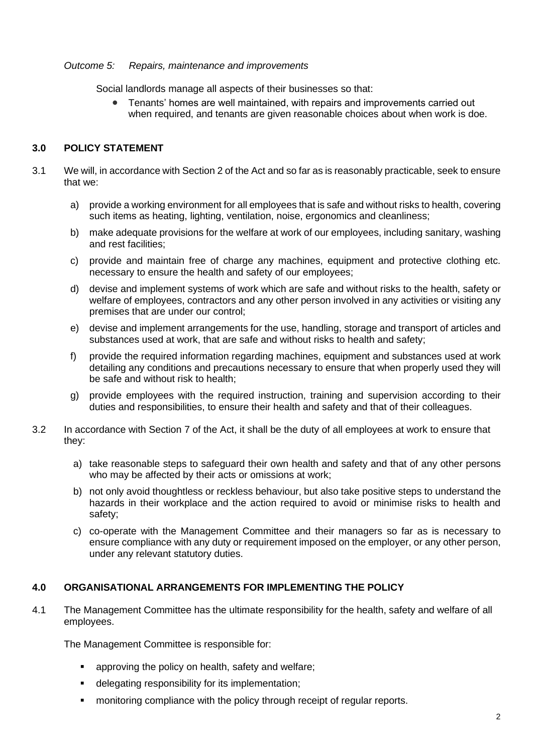*Outcome 5: Repairs, maintenance and improvements*

Social landlords manage all aspects of their businesses so that:

- Tenants' homes are well maintained, with repairs and improvements carried out when required, and tenants are given reasonable choices about when work is doe.

## 3.0 POLICY STATEMENT

3.1 We will, in accordance with Section 2 of the Act and so far as is reasonably practicable, seek to ensure that we:

a) provide a working environment for all employees that is safe and without risks to health, covering such items as heating, lighting, ventilation, noise, ergonomics and cleanliness;

b) make adequate provisions for the welfare at work of our employees, including sanitary, washing and rest facilities;

c) provide and maintain free of charge any machines, equipment and protective clothing etc. necessary to ensure the health and safety of our employees;

d) devise and implement systems of work which are safe and without risks to the health, safety or welfare of employees, contractors and any other person involved in any activities or visiting any premises that are under our control;

e) devise and implement arrangements for the use, handling, storage and transport of articles and substances used at work, that are safe and without risks to health and safety;

f) provide the required information regarding machines, equipment and substances used at work detailing any conditions and precautions necessary to ensure that when properly used they will be safe and without risk to health;

g) provide employees with the required instruction, training and supervision according to their duties and responsibilities, to ensure their health and safety and that of their colleagues.

3.2 In accordance with Section 7 of the Act, it shall be the duty of all employees at work to ensure that they:

a) take reasonable steps to safeguard their own health and safety and that of any other persons who may be affected by their acts or omissions at work;

b) not only avoid thoughtless or reckless behaviour, but also take positive steps to understand the hazards in their workplace and the action required to avoid or minimise risks to health and safety;

c) co-operate with the Management Committee and their managers so far as is necessary to ensure compliance with any duty or requirement imposed on the employer, or any other person, under any relevant statutory duties.

## 4.0 ORGANISATIONAL ARRANGEMENTS FOR IMPLEMENTING THE POLICY

4.1 The Management Committee has the ultimate responsibility for the health, safety and welfare of all employees.

The Management Committee is responsible for:

- approving the policy on health, safety and welfare;
- delegating responsibility for its implementation;
- monitoring compliance with the policy through receipt of regular reports.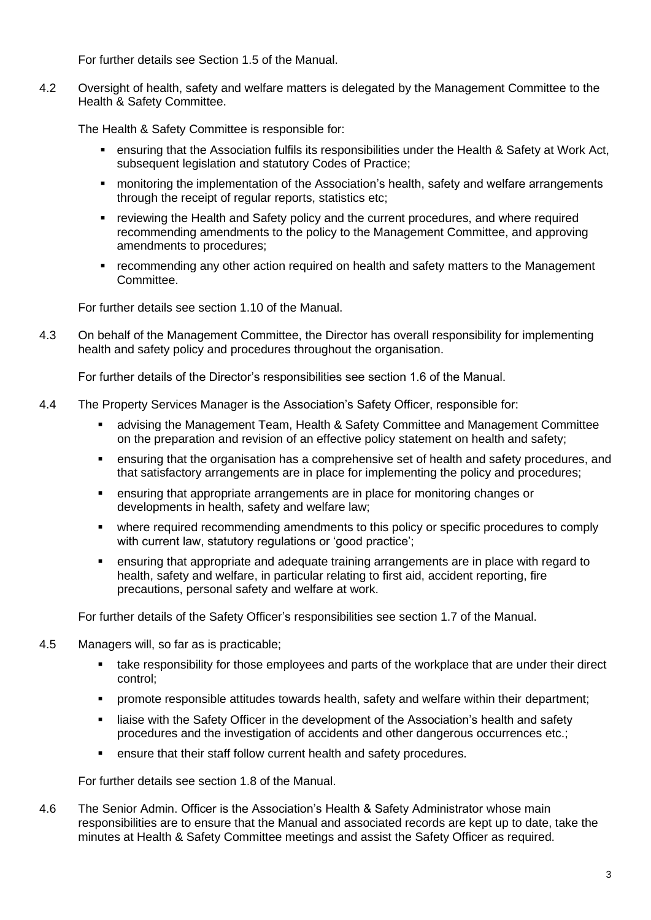For further details see Section 1.5 of the Manual.

4.2 Oversight of health, safety and welfare matters is delegated by the Management Committee to the Health & Safety Committee.

The Health & Safety Committee is responsible for:

- ensuring that the Association fulfils its responsibilities under the Health & Safety at Work Act, subsequent legislation and statutory Codes of Practice;
- monitoring the implementation of the Association's health, safety and welfare arrangements through the receipt of regular reports, statistics etc;
- reviewing the Health and Safety policy and the current procedures, and where required recommending amendments to the policy to the Management Committee, and approving amendments to procedures;
- recommending any other action required on health and safety matters to the Management Committee.

For further details see section 1.10 of the Manual.

4.3 On behalf of the Management Committee, the Director has overall responsibility for implementing health and safety policy and procedures throughout the organisation.

For further details of the Director's responsibilities see section 1.6 of the Manual.

4.4 The Property Services Manager is the Association's Safety Officer, responsible for:

- advising the Management Team, Health & Safety Committee and Management Committee on the preparation and revision of an effective policy statement on health and safety;
- ensuring that the organisation has a comprehensive set of health and safety procedures, and that satisfactory arrangements are in place for implementing the policy and procedures;
- ensuring that appropriate arrangements are in place for monitoring changes or developments in health, safety and welfare law;
- where required recommending amendments to this policy or specific procedures to comply with current law, statutory regulations or 'good practice';
- ensuring that appropriate and adequate training arrangements are in place with regard to health, safety and welfare, in particular relating to first aid, accident reporting, fire precautions, personal safety and welfare at work.

For further details of the Safety Officer's responsibilities see section 1.7 of the Manual.

4.5 Managers will, so far as is practicable;

- take responsibility for those employees and parts of the workplace that are under their direct control;
- promote responsible attitudes towards health, safety and welfare within their department;
- liaise with the Safety Officer in the development of the Association's health and safety procedures and the investigation of accidents and other dangerous occurrences etc.;
- ensure that their staff follow current health and safety procedures.

For further details see section 1.8 of the Manual.

4.6 The Senior Admin. Officer is the Association's Health & Safety Administrator whose main responsibilities are to ensure that the Manual and associated records are kept up to date, take the minutes at Health & Safety Committee meetings and assist the Safety Officer as required.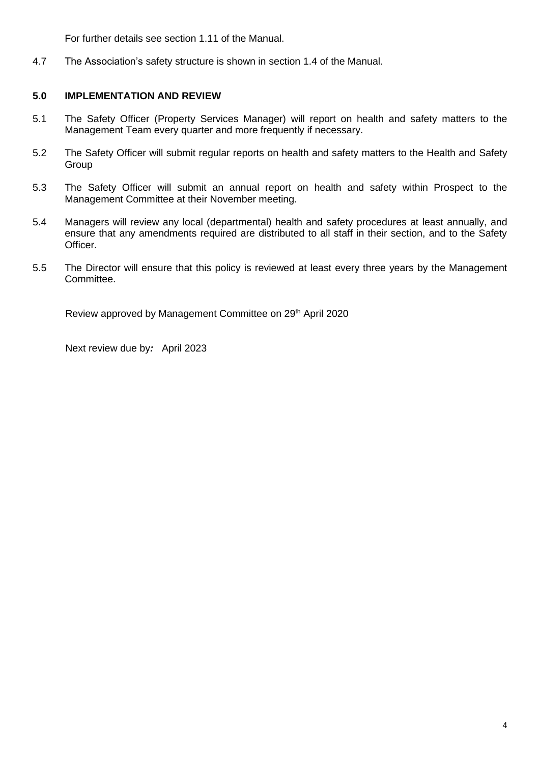For further details see section 1.11 of the Manual.

4.7 The Association's safety structure is shown in section 1.4 of the Manual.

## 5.0 IMPLEMENTATION AND REVIEW

5.1 The Safety Officer (Property Services Manager) will report on health and safety matters to the Management Team every quarter and more frequently if necessary.

5.2 The Safety Officer will submit regular reports on health and safety matters to the Health and Safety Group

5.3 The Safety Officer will submit an annual report on health and safety within Prospect to the Management Committee at their November meeting.

5.4 Managers will review any local (departmental) health and safety procedures at least annually, and ensure that any amendments required are distributed to all staff in their section, and to the Safety Officer.

5.5 The Director will ensure that this policy is reviewed at least every three years by the Management Committee.

Review approved by Management Committee on 29th April 2020

Next review due by***:*** April 2023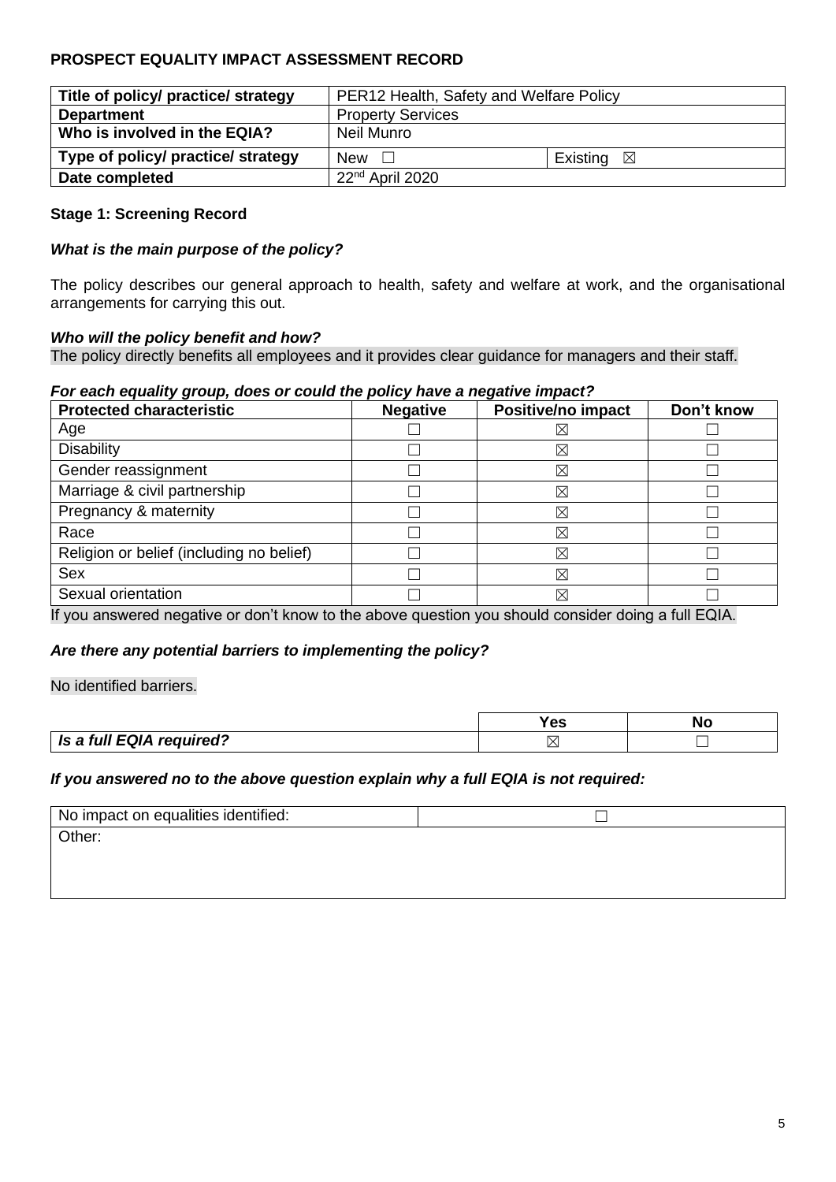## PROSPECT EQUALITY IMPACT ASSESSMENT RECORD

| Title of policy/ practice/ strategy | PER12 Health, Safety and Welfare Policy | |
|---|---|---|
| **Department** | Property Services | |
| **Who is involved in the EQIA?** | Neil Munro | |
| **Type of policy/ practice/ strategy** | New ☐ | Existing ☒ |
| **Date completed** | 22nd April 2020 | |

### Stage 1: Screening Record

***What is the main purpose of the policy?***

The policy describes our general approach to health, safety and welfare at work, and the organisational arrangements for carrying this out.

***Who will the policy benefit and how?***

The policy directly benefits all employees and it provides clear guidance for managers and their staff.

***For each equality group, does or could the policy have a negative impact?***

| Protected characteristic | Negative | Positive/no impact | Don't know |
|---|---|---|---|
| Age | ☐ | ☒ | ☐ |
| Disability | ☐ | ☒ | ☐ |
| Gender reassignment | ☐ | ☒ | ☐ |
| Marriage & civil partnership | ☐ | ☒ | ☐ |
| Pregnancy & maternity | ☐ | ☒ | ☐ |
| Race | ☐ | ☒ | ☐ |
| Religion or belief (including no belief) | ☐ | ☒ | ☐ |
| Sex | ☐ | ☒ | ☐ |
| Sexual orientation | ☐ | ☒ | ☐ |

If you answered negative or don't know to the above question you should consider doing a full EQIA.

***Are there any potential barriers to implementing the policy?***

No identified barriers.

| | Yes | No |
|---|---|---|
| ***Is a full EQIA required?*** | ☒ | ☐ |

***If you answered no to the above question explain why a full EQIA is not required:***

| No impact on equalities identified: | ☐ |
|---|---|
| Other: | |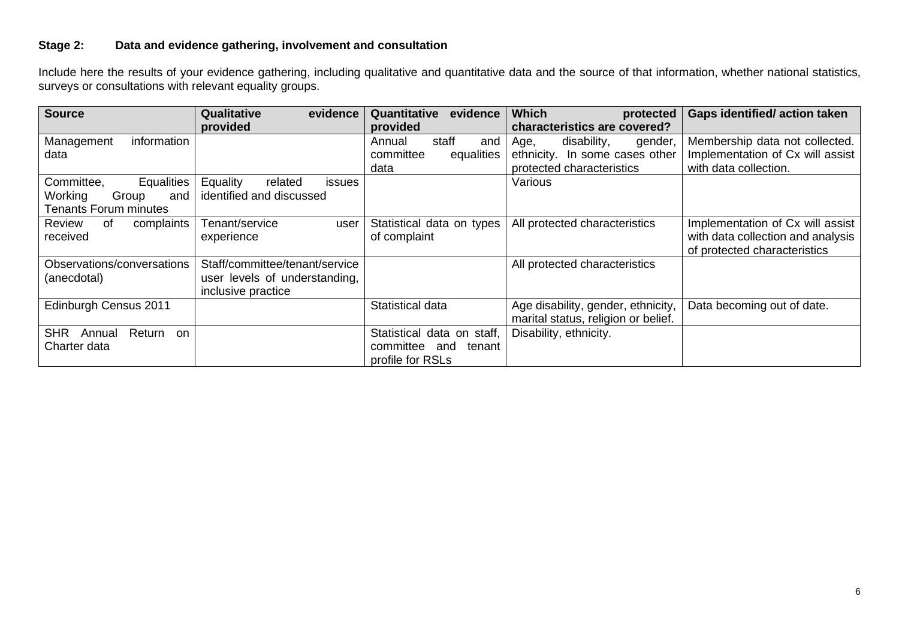### Stage 2: Data and evidence gathering, involvement and consultation

Include here the results of your evidence gathering, including qualitative and quantitative data and the source of that information, whether national statistics, surveys or consultations with relevant equality groups.

| Source | Qualitative evidence provided | Quantitative evidence provided | Which protected characteristics are covered? | Gaps identified/ action taken |
|---|---|---|---|---|
| Management information data | | Annual staff and committee equalities data | Age, disability, gender, ethnicity. In some cases other protected characteristics | Membership data not collected. Implementation of Cx will assist with data collection. |
| Committee, Equalities Working Group and Tenants Forum minutes | Equality related issues identified and discussed | | Various | |
| Review of complaints received | Tenant/service user experience | Statistical data on types of complaint | All protected characteristics | Implementation of Cx will assist with data collection and analysis of protected characteristics |
| Observations/conversations (anecdotal) | Staff/committee/tenant/service user levels of understanding, inclusive practice | | All protected characteristics | |
| Edinburgh Census 2011 | | Statistical data | Age disability, gender, ethnicity, marital status, religion or belief. | Data becoming out of date. |
| SHR Annual Return on Charter data | | Statistical data on staff, committee and tenant profile for RSLs | Disability, ethnicity. | |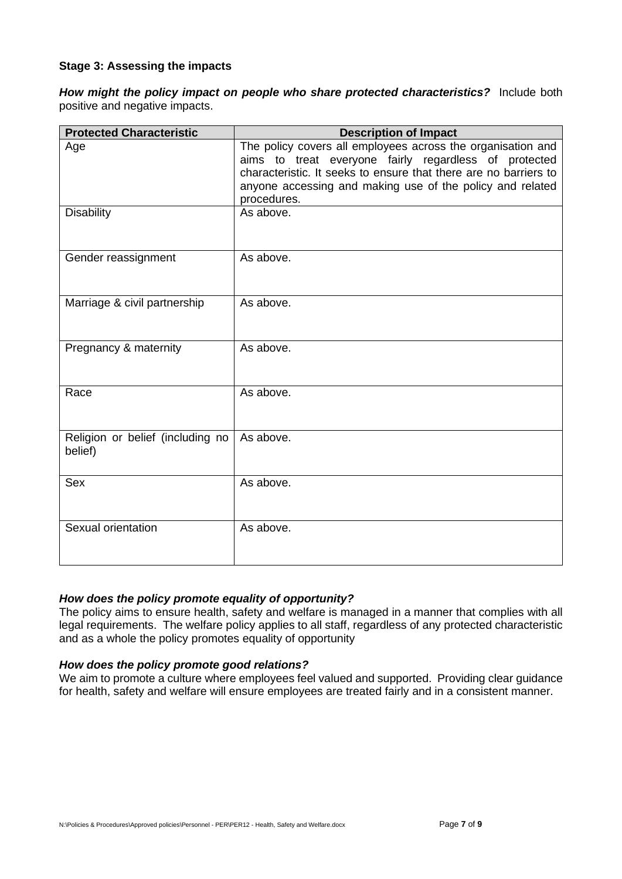### Stage 3: Assessing the impacts

***How might the policy impact on people who share protected characteristics?*** Include both positive and negative impacts.

| Protected Characteristic | Description of Impact |
|---|---|
| Age | The policy covers all employees across the organisation and aims to treat everyone fairly regardless of protected characteristic. It seeks to ensure that there are no barriers to anyone accessing and making use of the policy and related procedures. |
| Disability | As above. |
| Gender reassignment | As above. |
| Marriage & civil partnership | As above. |
| Pregnancy & maternity | As above. |
| Race | As above. |
| Religion or belief (including no belief) | As above. |
| Sex | As above. |
| Sexual orientation | As above. |

***How does the policy promote equality of opportunity?***

The policy aims to ensure health, safety and welfare is managed in a manner that complies with all legal requirements. The welfare policy applies to all staff, regardless of any protected characteristic and as a whole the policy promotes equality of opportunity

***How does the policy promote good relations?***

We aim to promote a culture where employees feel valued and supported. Providing clear guidance for health, safety and welfare will ensure employees are treated fairly and in a consistent manner.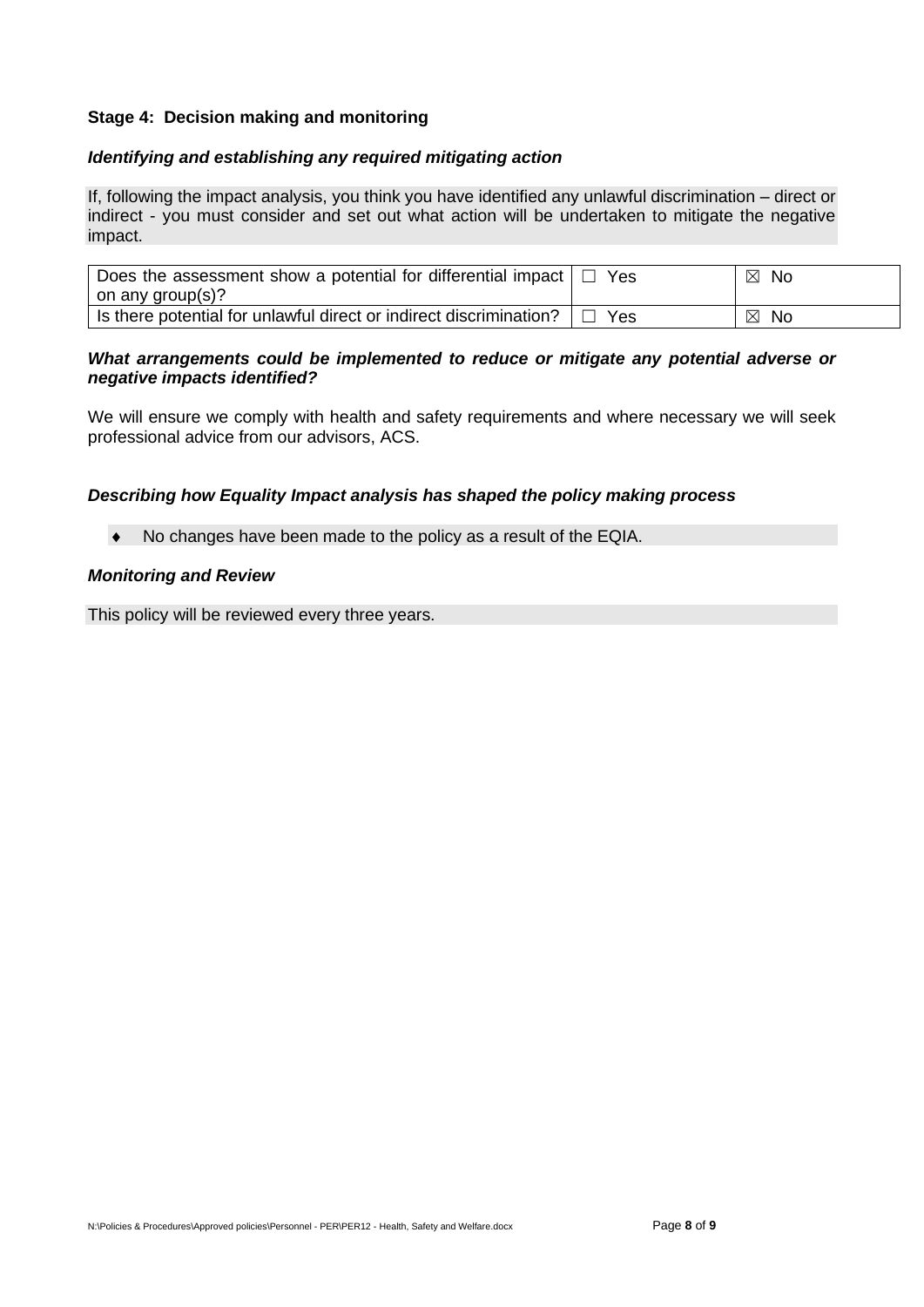### Stage 4: Decision making and monitoring

***Identifying and establishing any required mitigating action***

If, following the impact analysis, you think you have identified any unlawful discrimination – direct or indirect - you must consider and set out what action will be undertaken to mitigate the negative impact.

| | | |
|---|---|---|
| Does the assessment show a potential for differential impact on any group(s)? | ☐ Yes | ☒ No |
| Is there potential for unlawful direct or indirect discrimination? | ☐ Yes | ☒ No |

***What arrangements could be implemented to reduce or mitigate any potential adverse or negative impacts identified?***

We will ensure we comply with health and safety requirements and where necessary we will seek professional advice from our advisors, ACS.

***Describing how Equality Impact analysis has shaped the policy making process***

- No changes have been made to the policy as a result of the EQIA.

***Monitoring and Review***

This policy will be reviewed every three years.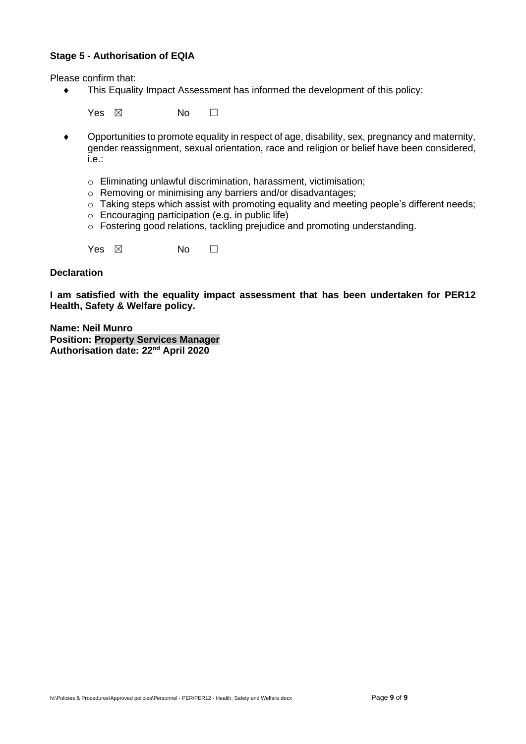### Stage 5 - Authorisation of EQIA

Please confirm that:

- This Equality Impact Assessment has informed the development of this policy:

  Yes ☒ No ☐

- Opportunities to promote equality in respect of age, disability, sex, pregnancy and maternity, gender reassignment, sexual orientation, race and religion or belief have been considered, i.e.:

  - Eliminating unlawful discrimination, harassment, victimisation;
  - Removing or minimising any barriers and/or disadvantages;
  - Taking steps which assist with promoting equality and meeting people's different needs;
  - Encouraging participation (e.g. in public life)
  - Fostering good relations, tackling prejudice and promoting understanding.

  Yes ☒ No ☐

**Declaration**

**I am satisfied with the equality impact assessment that has been undertaken for PER12 Health, Safety & Welfare policy.**

**Name: Neil Munro**
**Position: Property Services Manager**
**Authorisation date: 22nd April 2020**

N:\Policies & Procedures\Approved policies\Personnel - PER\PER12 - Health, Safety and Welfare.docx